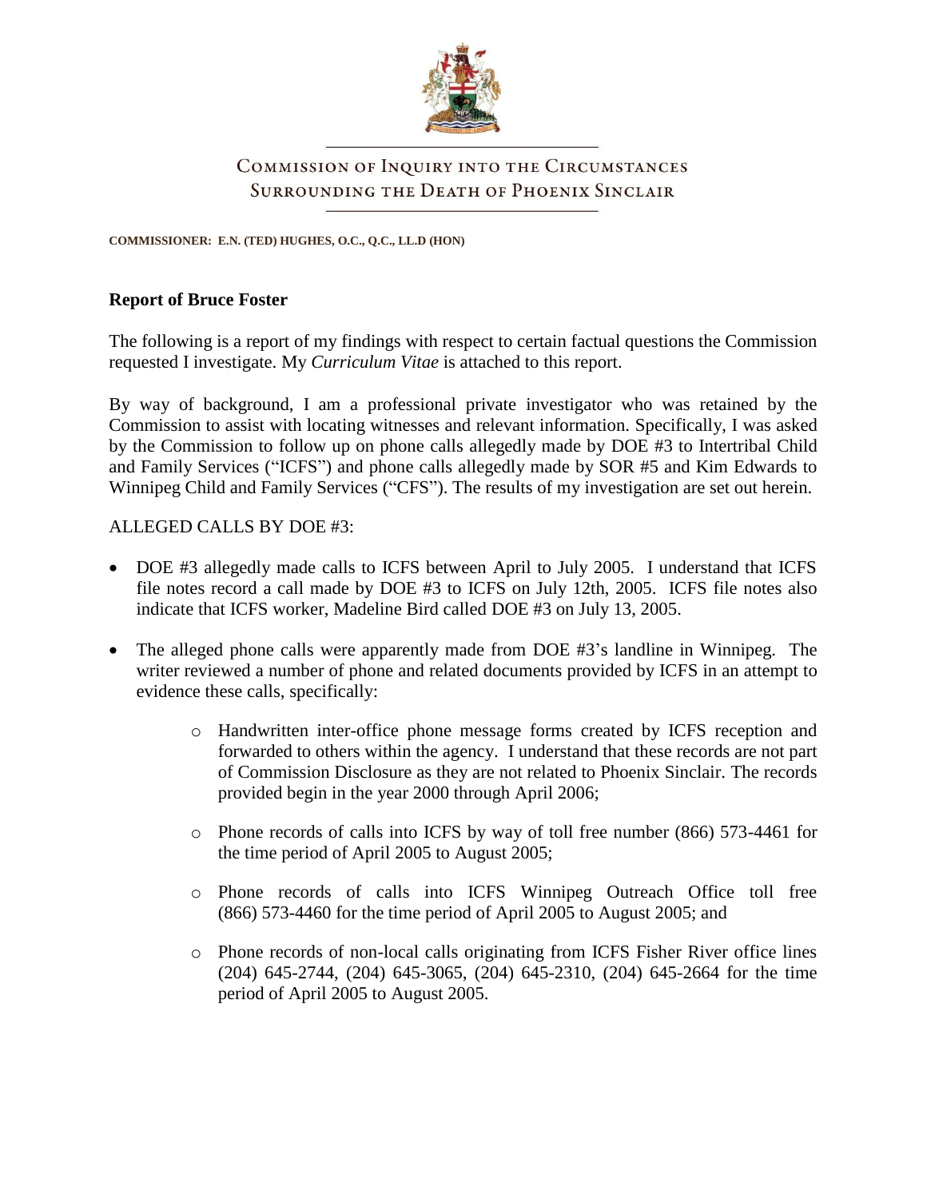# Commission of Inquiry into the Circumstances Surrounding the Death of Phoenix Sinclair

**COMMISSIONER: E.N. (TED) HUGHES, O.C., Q.C., LL.D (HON)**

**Report of Bruce Foster**

The following is a report of my findings with respect to certain factual questions the Commission requested I investigate. My *Curriculum Vitae* is attached to this report.

By way of background, I am a professional private investigator who was retained by the Commission to assist with locating witnesses and relevant information. Specifically, I was asked by the Commission to follow up on phone calls allegedly made by DOE #3 to Intertribal Child and Family Services ("ICFS") and phone calls allegedly made by SOR #5 and Kim Edwards to Winnipeg Child and Family Services ("CFS"). The results of my investigation are set out herein.

ALLEGED CALLS BY DOE #3:

- DOE #3 allegedly made calls to ICFS between April to July 2005. I understand that ICFS file notes record a call made by DOE #3 to ICFS on July 12th, 2005. ICFS file notes also indicate that ICFS worker, Madeline Bird called DOE #3 on July 13, 2005.
- The alleged phone calls were apparently made from DOE #3's landline in Winnipeg. The writer reviewed a number of phone and related documents provided by ICFS in an attempt to evidence these calls, specifically:
    - Handwritten inter-office phone message forms created by ICFS reception and forwarded to others within the agency. I understand that these records are not part of Commission Disclosure as they are not related to Phoenix Sinclair. The records provided begin in the year 2000 through April 2006;
    - Phone records of calls into ICFS by way of toll free number (866) 573-4461 for the time period of April 2005 to August 2005;
    - Phone records of calls into ICFS Winnipeg Outreach Office toll free (866) 573-4460 for the time period of April 2005 to August 2005; and
    - Phone records of non-local calls originating from ICFS Fisher River office lines (204) 645-2744, (204) 645-3065, (204) 645-2310, (204) 645-2664 for the time period of April 2005 to August 2005.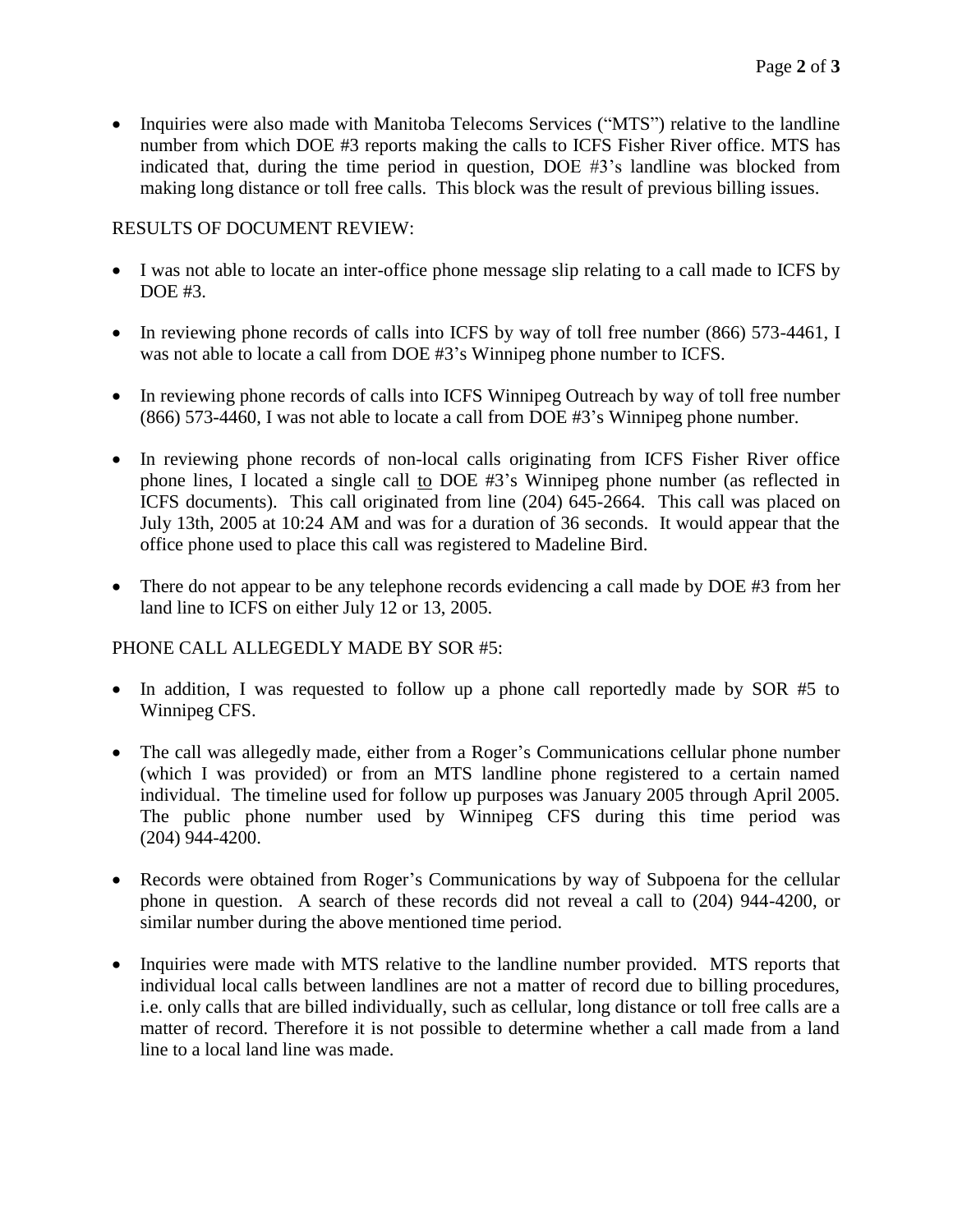- Inquiries were also made with Manitoba Telecoms Services ("MTS") relative to the landline number from which DOE #3 reports making the calls to ICFS Fisher River office. MTS has indicated that, during the time period in question, DOE #3's landline was blocked from making long distance or toll free calls. This block was the result of previous billing issues.

RESULTS OF DOCUMENT REVIEW:

- I was not able to locate an inter-office phone message slip relating to a call made to ICFS by DOE #3.

- In reviewing phone records of calls into ICFS by way of toll free number (866) 573-4461, I was not able to locate a call from DOE #3's Winnipeg phone number to ICFS.

- In reviewing phone records of calls into ICFS Winnipeg Outreach by way of toll free number (866) 573-4460, I was not able to locate a call from DOE #3's Winnipeg phone number.

- In reviewing phone records of non-local calls originating from ICFS Fisher River office phone lines, I located a single call <u>to</u> DOE #3's Winnipeg phone number (as reflected in ICFS documents). This call originated from line (204) 645-2664. This call was placed on July 13th, 2005 at 10:24 AM and was for a duration of 36 seconds. It would appear that the office phone used to place this call was registered to Madeline Bird.

- There do not appear to be any telephone records evidencing a call made by DOE #3 from her land line to ICFS on either July 12 or 13, 2005.

PHONE CALL ALLEGEDLY MADE BY SOR #5:

- In addition, I was requested to follow up a phone call reportedly made by SOR #5 to Winnipeg CFS.

- The call was allegedly made, either from a Roger's Communications cellular phone number (which I was provided) or from an MTS landline phone registered to a certain named individual. The timeline used for follow up purposes was January 2005 through April 2005. The public phone number used by Winnipeg CFS during this time period was (204) 944-4200.

- Records were obtained from Roger's Communications by way of Subpoena for the cellular phone in question. A search of these records did not reveal a call to (204) 944-4200, or similar number during the above mentioned time period.

- Inquiries were made with MTS relative to the landline number provided. MTS reports that individual local calls between landlines are not a matter of record due to billing procedures, i.e. only calls that are billed individually, such as cellular, long distance or toll free calls are a matter of record. Therefore it is not possible to determine whether a call made from a land line to a local land line was made.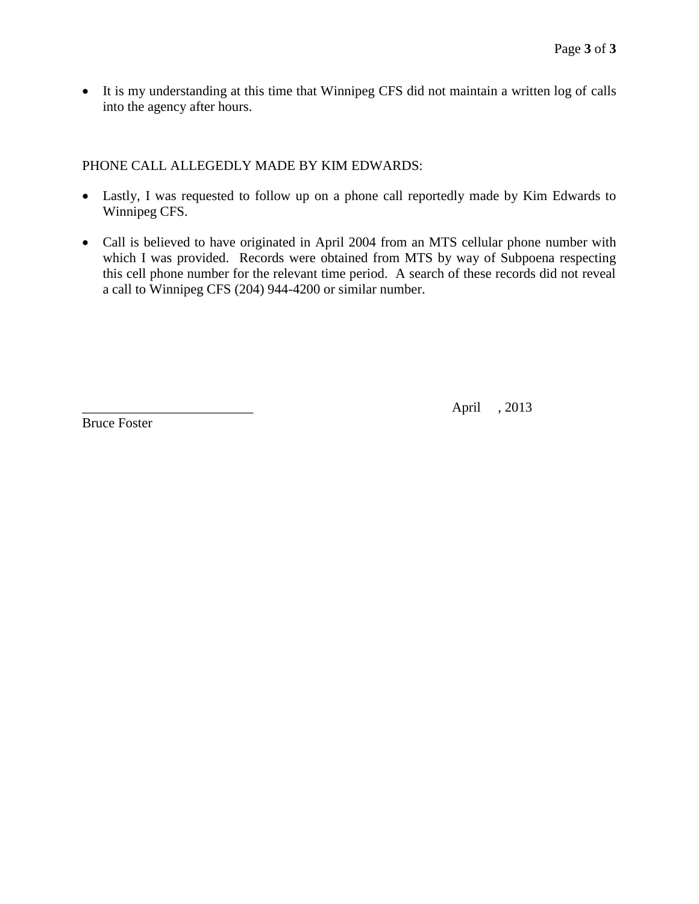- It is my understanding at this time that Winnipeg CFS did not maintain a written log of calls into the agency after hours.

PHONE CALL ALLEGEDLY MADE BY KIM EDWARDS:

- Lastly, I was requested to follow up on a phone call reportedly made by Kim Edwards to Winnipeg CFS.

- Call is believed to have originated in April 2004 from an MTS cellular phone number with which I was provided. Records were obtained from MTS by way of Subpoena respecting this cell phone number for the relevant time period. A search of these records did not reveal a call to Winnipeg CFS (204) 944-4200 or similar number.

_________________________ April , 2013

Bruce Foster